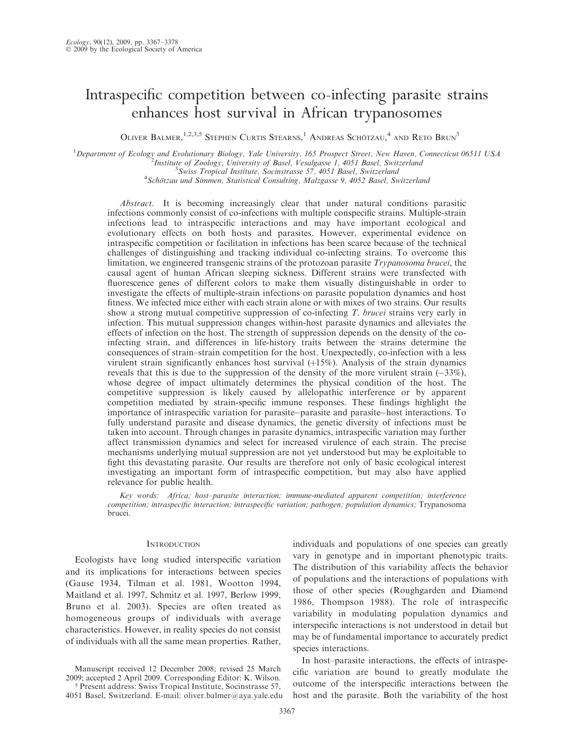# Intraspecific competition between co-infecting parasite strains enhances host survival in African trypanosomes

Oliver Balmer,[1,2,3,5] Stephen Curtis Stearns,[1] Andreas Schötzau,[4] and Reto Brun[3]

[1]Department of Ecology and Evolutionary Biology, Yale University, 165 Prospect Street, New Haven, Connecticut 06511 USA
[2]Institute of Zoology, University of Basel, Vesalgasse 1, 4051 Basel, Switzerland
[3]Swiss Tropical Institute, Socinstrasse 57, 4051 Basel, Switzerland
[4]Schötzau und Simmen, Statistical Consulting, Malzgasse 9, 4052 Basel, Switzerland

*Abstract*. It is becoming increasingly clear that under natural conditions parasitic infections commonly consist of co-infections with multiple conspecific strains. Multiple-strain infections lead to intraspecific interactions and may have important ecological and evolutionary effects on both hosts and parasites. However, experimental evidence on intraspecific competition or facilitation in infections has been scarce because of the technical challenges of distinguishing and tracking individual co-infecting strains. To overcome this limitation, we engineered transgenic strains of the protozoan parasite *Trypanosoma brucei*, the causal agent of human African sleeping sickness. Different strains were transfected with fluorescence genes of different colors to make them visually distinguishable in order to investigate the effects of multiple-strain infections on parasite population dynamics and host fitness. We infected mice either with each strain alone or with mixes of two strains. Our results show a strong mutual competitive suppression of co-infecting *T. brucei* strains very early in infection. This mutual suppression changes within-host parasite dynamics and alleviates the effects of infection on the host. The strength of suppression depends on the density of the co-infecting strain, and differences in life-history traits between the strains determine the consequences of strain–strain competition for the host. Unexpectedly, co-infection with a less virulent strain significantly enhances host survival (+15%). Analysis of the strain dynamics reveals that this is due to the suppression of the density of the more virulent strain (−33%), whose degree of impact ultimately determines the physical condition of the host. The competitive suppression is likely caused by allelopathic interference or by apparent competition mediated by strain-specific immune responses. These findings highlight the importance of intraspecific variation for parasite–parasite and parasite–host interactions. To fully understand parasite and disease dynamics, the genetic diversity of infections must be taken into account. Through changes in parasite dynamics, intraspecific variation may further affect transmission dynamics and select for increased virulence of each strain. The precise mechanisms underlying mutual suppression are not yet understood but may be exploitable to fight this devastating parasite. Our results are therefore not only of basic ecological interest investigating an important form of intraspecific competition, but may also have applied relevance for public health.

*Key words:* Africa; host–parasite interaction; immune-mediated apparent competition; interference competition; intraspecific interaction; intraspecific variation; pathogen; population dynamics; Trypanosoma brucei.

## Introduction

Ecologists have long studied interspecific variation and its implications for interactions between species (Gause 1934, Tilman et al. 1981, Wootton 1994, Maitland et al. 1997, Schmitz et al. 1997, Berlow 1999, Bruno et al. 2003). Species are often treated as homogeneous groups of individuals with average characteristics. However, in reality species do not consist of individuals with all the same mean properties. Rather, individuals and populations of one species can greatly vary in genotype and in important phenotypic traits. The distribution of this variability affects the behavior of populations and the interactions of populations with those of other species (Roughgarden and Diamond 1986, Thompson 1988). The role of intraspecific variability in modulating population dynamics and interspecific interactions is not understood in detail but may be of fundamental importance to accurately predict species interactions.

In host–parasite interactions, the effects of intraspecific variation are bound to greatly modulate the outcome of the interspecific interactions between the host and the parasite. Both the variability of the host

Manuscript received 12 December 2008; revised 25 March 2009; accepted 2 April 2009. Corresponding Editor: K. Wilson.

[5] Present address: Swiss Tropical Institute, Socinstrasse 57, 4051 Basel, Switzerland. E-mail: oliver.balmer@aya.yale.edu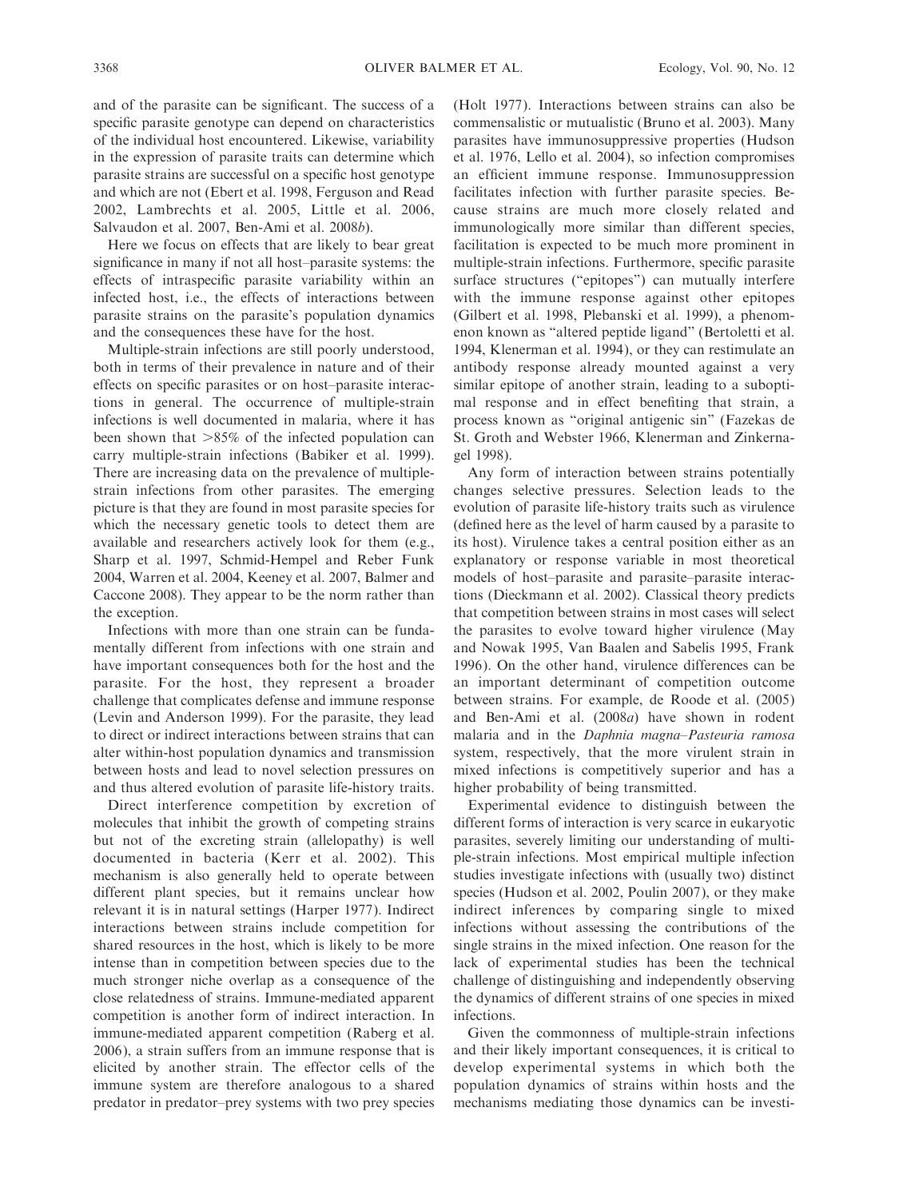and of the parasite can be significant. The success of a specific parasite genotype can depend on characteristics of the individual host encountered. Likewise, variability in the expression of parasite traits can determine which parasite strains are successful on a specific host genotype and which are not (Ebert et al. 1998, Ferguson and Read 2002, Lambrechts et al. 2005, Little et al. 2006, Salvaudon et al. 2007, Ben-Ami et al. 2008*b*).

Here we focus on effects that are likely to bear great significance in many if not all host–parasite systems: the effects of intraspecific parasite variability within an infected host, i.e., the effects of interactions between parasite strains on the parasite's population dynamics and the consequences these have for the host.

Multiple-strain infections are still poorly understood, both in terms of their prevalence in nature and of their effects on specific parasites or on host–parasite interactions in general. The occurrence of multiple-strain infections is well documented in malaria, where it has been shown that >85% of the infected population can carry multiple-strain infections (Babiker et al. 1999). There are increasing data on the prevalence of multiple-strain infections from other parasites. The emerging picture is that they are found in most parasite species for which the necessary genetic tools to detect them are available and researchers actively look for them (e.g., Sharp et al. 1997, Schmid-Hempel and Reber Funk 2004, Warren et al. 2004, Keeney et al. 2007, Balmer and Caccone 2008). They appear to be the norm rather than the exception.

Infections with more than one strain can be fundamentally different from infections with one strain and have important consequences both for the host and the parasite. For the host, they represent a broader challenge that complicates defense and immune response (Levin and Anderson 1999). For the parasite, they lead to direct or indirect interactions between strains that can alter within-host population dynamics and transmission between hosts and lead to novel selection pressures on and thus altered evolution of parasite life-history traits.

Direct interference competition by excretion of molecules that inhibit the growth of competing strains but not of the excreting strain (allelopathy) is well documented in bacteria (Kerr et al. 2002). This mechanism is also generally held to operate between different plant species, but it remains unclear how relevant it is in natural settings (Harper 1977). Indirect interactions between strains include competition for shared resources in the host, which is likely to be more intense than in competition between species due to the much stronger niche overlap as a consequence of the close relatedness of strains. Immune-mediated apparent competition is another form of indirect interaction. In immune-mediated apparent competition (Raberg et al. 2006), a strain suffers from an immune response that is elicited by another strain. The effector cells of the immune system are therefore analogous to a shared predator in predator–prey systems with two prey species (Holt 1977). Interactions between strains can also be commensalistic or mutualistic (Bruno et al. 2003). Many parasites have immunosuppressive properties (Hudson et al. 1976, Lello et al. 2004), so infection compromises an efficient immune response. Immunosuppression facilitates infection with further parasite species. Because strains are much more closely related and immunologically more similar than different species, facilitation is expected to be much more prominent in multiple-strain infections. Furthermore, specific parasite surface structures ("epitopes") can mutually interfere with the immune response against other epitopes (Gilbert et al. 1998, Plebanski et al. 1999), a phenomenon known as "altered peptide ligand" (Bertoletti et al. 1994, Klenerman et al. 1994), or they can restimulate an antibody response already mounted against a very similar epitope of another strain, leading to a suboptimal response and in effect benefiting that strain, a process known as "original antigenic sin" (Fazekas de St. Groth and Webster 1966, Klenerman and Zinkernagel 1998).

Any form of interaction between strains potentially changes selective pressures. Selection leads to the evolution of parasite life-history traits such as virulence (defined here as the level of harm caused by a parasite to its host). Virulence takes a central position either as an explanatory or response variable in most theoretical models of host–parasite and parasite–parasite interactions (Dieckmann et al. 2002). Classical theory predicts that competition between strains in most cases will select the parasites to evolve toward higher virulence (May and Nowak 1995, Van Baalen and Sabelis 1995, Frank 1996). On the other hand, virulence differences can be an important determinant of competition outcome between strains. For example, de Roode et al. (2005) and Ben-Ami et al. (2008*a*) have shown in rodent malaria and in the *Daphnia magna*–*Pasteuria ramosa* system, respectively, that the more virulent strain in mixed infections is competitively superior and has a higher probability of being transmitted.

Experimental evidence to distinguish between the different forms of interaction is very scarce in eukaryotic parasites, severely limiting our understanding of multiple-strain infections. Most empirical multiple infection studies investigate infections with (usually two) distinct species (Hudson et al. 2002, Poulin 2007), or they make indirect inferences by comparing single to mixed infections without assessing the contributions of the single strains in the mixed infection. One reason for the lack of experimental studies has been the technical challenge of distinguishing and independently observing the dynamics of different strains of one species in mixed infections.

Given the commonness of multiple-strain infections and their likely important consequences, it is critical to develop experimental systems in which both the population dynamics of strains within hosts and the mechanisms mediating those dynamics can be investi-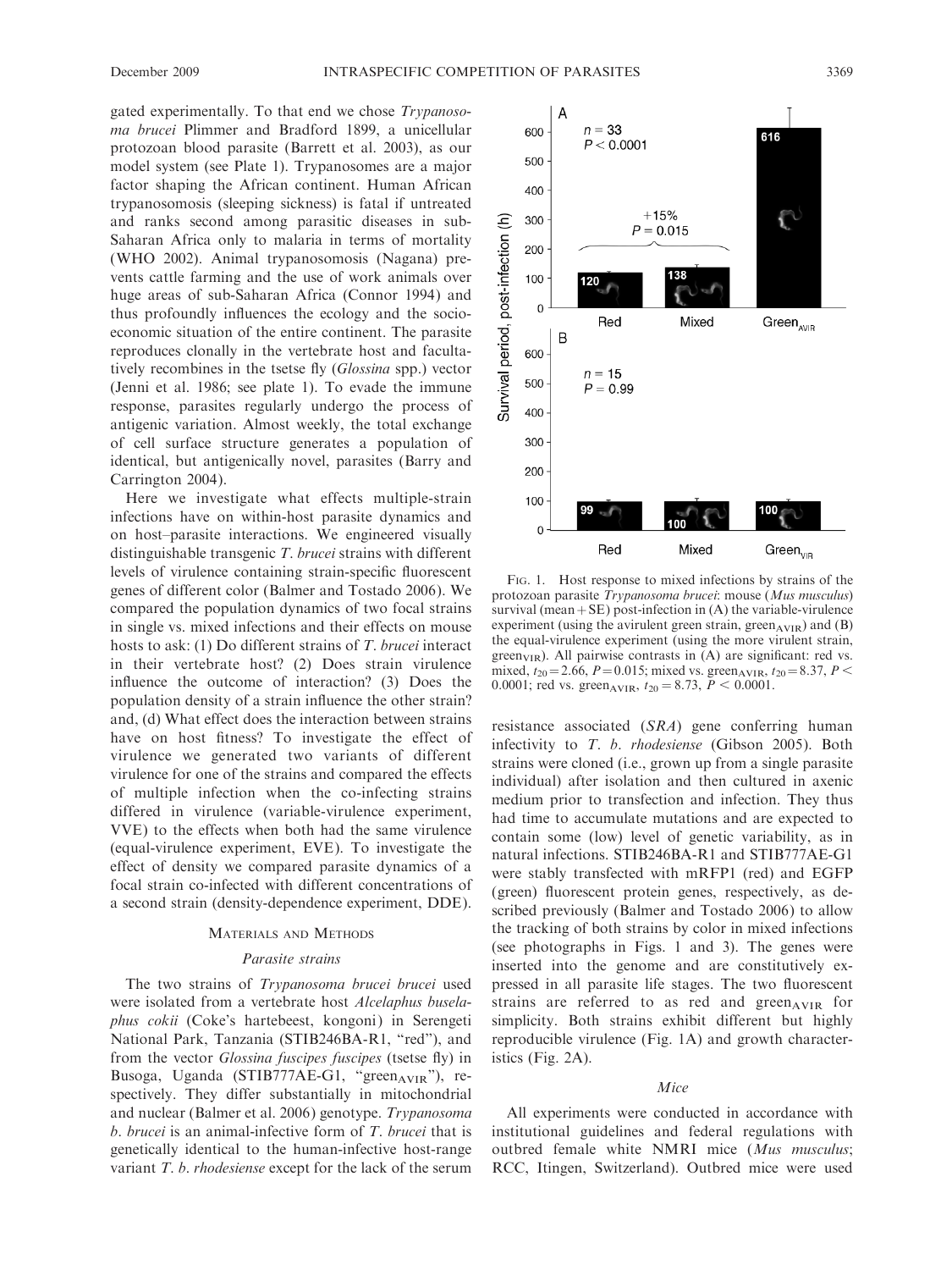gated experimentally. To that end we chose *Trypanosoma brucei* Plimmer and Bradford 1899, a unicellular protozoan blood parasite (Barrett et al. 2003), as our model system (see Plate 1). Trypanosomes are a major factor shaping the African continent. Human African trypanosomosis (sleeping sickness) is fatal if untreated and ranks second among parasitic diseases in sub-Saharan Africa only to malaria in terms of mortality (WHO 2002). Animal trypanosomosis (Nagana) prevents cattle farming and the use of work animals over huge areas of sub-Saharan Africa (Connor 1994) and thus profoundly influences the ecology and the socio-economic situation of the entire continent. The parasite reproduces clonally in the vertebrate host and facultatively recombines in the tsetse fly (*Glossina* spp.) vector (Jenni et al. 1986; see plate 1). To evade the immune response, parasites regularly undergo the process of antigenic variation. Almost weekly, the total exchange of cell surface structure generates a population of identical, but antigenically novel, parasites (Barry and Carrington 2004).

Here we investigate what effects multiple-strain infections have on within-host parasite dynamics and on host–parasite interactions. We engineered visually distinguishable transgenic *T. brucei* strains with different levels of virulence containing strain-specific fluorescent genes of different color (Balmer and Tostado 2006). We compared the population dynamics of two focal strains in single vs. mixed infections and their effects on mouse hosts to ask: (1) Do different strains of *T. brucei* interact in their vertebrate host? (2) Does strain virulence influence the outcome of interaction? (3) Does the population density of a strain influence the other strain? and, (d) What effect does the interaction between strains have on host fitness? To investigate the effect of virulence we generated two variants of different virulence for one of the strains and compared the effects of multiple infection when the co-infecting strains differed in virulence (variable-virulence experiment, VVE) to the effects when both had the same virulence (equal-virulence experiment, EVE). To investigate the effect of density we compared parasite dynamics of a focal strain co-infected with different concentrations of a second strain (density-dependence experiment, DDE).

## Materials and Methods

### Parasite strains

The two strains of *Trypanosoma brucei brucei* used were isolated from a vertebrate host *Alcelaphus buselaphus cokii* (Coke's hartebeest, kongoni) in Serengeti National Park, Tanzania (STIB246BA-R1, "red"), and from the vector *Glossina fuscipes fuscipes* (tsetse fly) in Busoga, Uganda (STIB777AE-G1, "green$_{AVIR}$"), respectively. They differ substantially in mitochondrial and nuclear (Balmer et al. 2006) genotype. *Trypanosoma b. brucei* is an animal-infective form of *T. brucei* that is genetically identical to the human-infective host-range variant *T. b. rhodesiense* except for the lack of the serum resistance associated (*SRA*) gene conferring human infectivity to *T. b. rhodesiense* (Gibson 2005). Both strains were cloned (i.e., grown up from a single parasite individual) after isolation and then cultured in axenic medium prior to transfection and infection. They thus had time to accumulate mutations and are expected to contain some (low) level of genetic variability, as in natural infections. STIB246BA-R1 and STIB777AE-G1 were stably transfected with mRFP1 (red) and EGFP (green) fluorescent protein genes, respectively, as described previously (Balmer and Tostado 2006) to allow the tracking of both strains by color in mixed infections (see photographs in Figs. 1 and 3). The genes were inserted into the genome and are constitutively expressed in all parasite life stages. The two fluorescent strains are referred to as red and green$_{AVIR}$ for simplicity. Both strains exhibit different but highly reproducible virulence (Fig. 1A) and growth characteristics (Fig. 2A).

Fig. 1. Host response to mixed infections by strains of the protozoan parasite *Trypanosoma brucei*: mouse (*Mus musculus*) survival (mean + SE) post-infection in (A) the variable-virulence experiment (using the avirulent green strain, green$_{AVIR}$) and (B) the equal-virulence experiment (using the more virulent strain, green$_{VIR}$). All pairwise contrasts in (A) are significant: red vs. mixed, $t_{20} = 2.66$, $P = 0.015$; mixed vs. green$_{AVIR}$, $t_{20} = 8.37$, $P < 0.0001$; red vs. green$_{AVIR}$, $t_{20} = 8.73$, $P < 0.0001$.

### Mice

All experiments were conducted in accordance with institutional guidelines and federal regulations with outbred female white NMRI mice (*Mus musculus*; RCC, Itingen, Switzerland). Outbred mice were used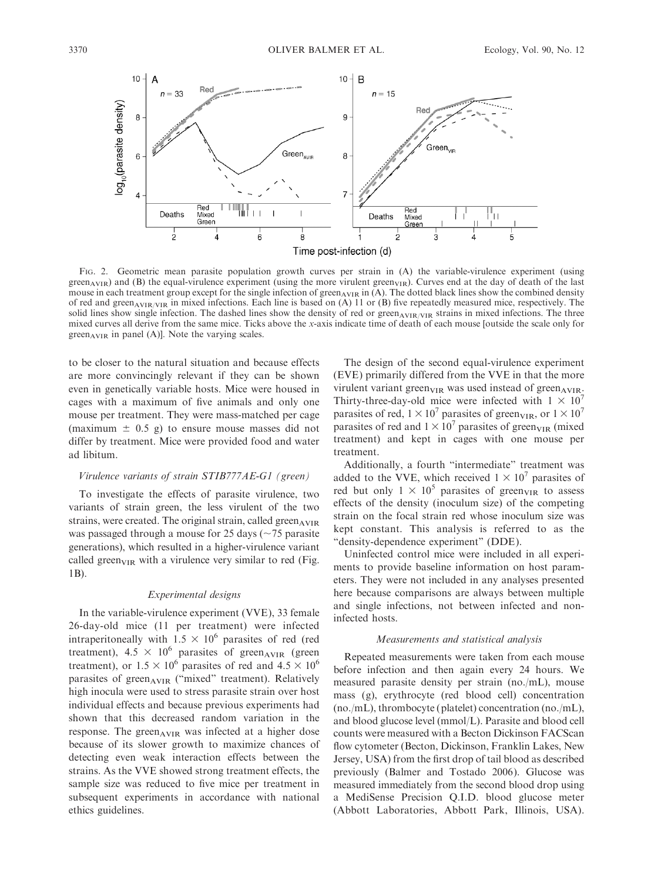FIG. 2. Geometric mean parasite population growth curves per strain in (A) the variable-virulence experiment (using $green_{AVIR}$) and (B) the equal-virulence experiment (using the more virulent $green_{VIR}$). Curves end at the day of death of the last mouse in each treatment group except for the single infection of $green_{AVIR}$ in (A). The dotted black lines show the combined density of red and $green_{AVIR/VIR}$ in mixed infections. Each line is based on (A) 11 or (B) five repeatedly measured mice, respectively. The solid lines show single infection. The dashed lines show the density of red or $green_{AVIR/VIR}$ strains in mixed infections. The three mixed curves all derive from the same mice. Ticks above the x-axis indicate time of death of each mouse [outside the scale only for $green_{AVIR}$ in panel (A)]. Note the varying scales.

to be closer to the natural situation and because effects are more convincingly relevant if they can be shown even in genetically variable hosts. Mice were housed in cages with a maximum of five animals and only one mouse per treatment. They were mass-matched per cage (maximum ± 0.5 g) to ensure mouse masses did not differ by treatment. Mice were provided food and water ad libitum.

### *Virulence variants of strain STIB777AE-G1 (green)*

To investigate the effects of parasite virulence, two variants of strain green, the less virulent of the two strains, were created. The original strain, called $green_{AVIR}$ was passaged through a mouse for 25 days (~75 parasite generations), which resulted in a higher-virulence variant called $green_{VIR}$ with a virulence very similar to red (Fig. 1B).

### *Experimental designs*

In the variable-virulence experiment (VVE), 33 female 26-day-old mice (11 per treatment) were infected intraperitoneally with $1.5 \times 10^6$ parasites of red (red treatment), $4.5 \times 10^6$ parasites of $green_{AVIR}$ (green treatment), or $1.5 \times 10^6$ parasites of red and $4.5 \times 10^6$ parasites of $green_{AVIR}$ ("mixed" treatment). Relatively high inocula were used to stress parasite strain over host individual effects and because previous experiments had shown that this decreased random variation in the response. The $green_{AVIR}$ was infected at a higher dose because of its slower growth to maximize chances of detecting even weak interaction effects between the strains. As the VVE showed strong treatment effects, the sample size was reduced to five mice per treatment in subsequent experiments in accordance with national ethics guidelines.

The design of the second equal-virulence experiment (EVE) primarily differed from the VVE in that the more virulent variant $green_{VIR}$ was used instead of $green_{AVIR}$. Thirty-three-day-old mice were infected with $1 \times 10^7$ parasites of red, $1 \times 10^7$ parasites of $green_{VIR}$, or $1 \times 10^7$ parasites of red and $1 \times 10^7$ parasites of $green_{VIR}$ (mixed treatment) and kept in cages with one mouse per treatment.

Additionally, a fourth "intermediate" treatment was added to the VVE, which received $1 \times 10^7$ parasites of red but only $1 \times 10^5$ parasites of $green_{VIR}$ to assess effects of the density (inoculum size) of the competing strain on the focal strain red whose inoculum size was kept constant. This analysis is referred to as the "density-dependence experiment" (DDE).

Uninfected control mice were included in all experiments to provide baseline information on host parameters. They were not included in any analyses presented here because comparisons are always between multiple and single infections, not between infected and non-infected hosts.

### *Measurements and statistical analysis*

Repeated measurements were taken from each mouse before infection and then again every 24 hours. We measured parasite density per strain (no./mL), mouse mass (g), erythrocyte (red blood cell) concentration (no./mL), thrombocyte (platelet) concentration (no./mL), and blood glucose level (mmol/L). Parasite and blood cell counts were measured with a Becton Dickinson FACScan flow cytometer (Becton, Dickinson, Franklin Lakes, New Jersey, USA) from the first drop of tail blood as described previously (Balmer and Tostado 2006). Glucose was measured immediately from the second blood drop using a MediSense Precision Q.I.D. blood glucose meter (Abbott Laboratories, Abbott Park, Illinois, USA).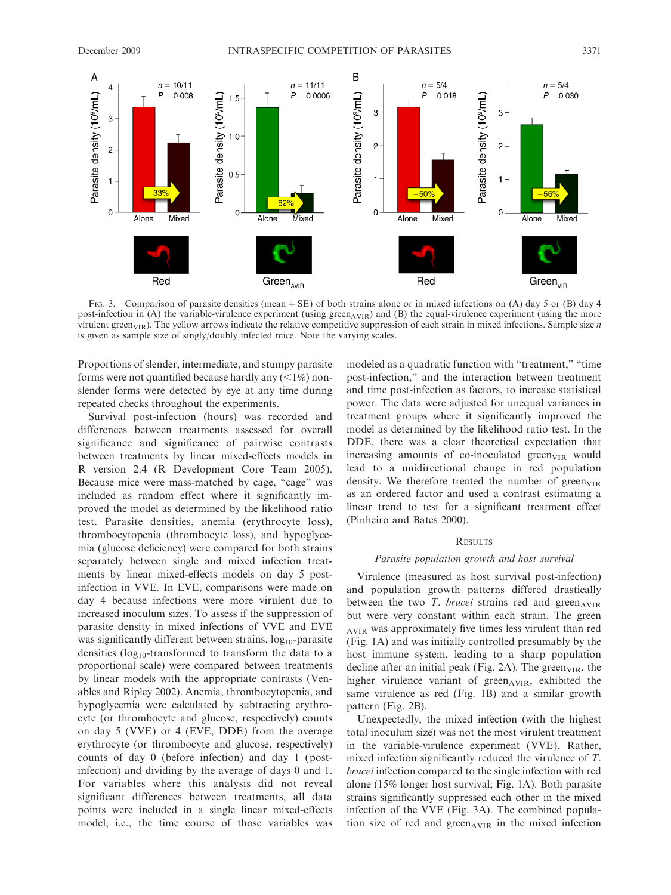FIG. 3. Comparison of parasite densities (mean + SE) of both strains alone or in mixed infections on (A) day 5 or (B) day 4 post-infection in (A) the variable-virulence experiment (using $green_{AVIR}$) and (B) the equal-virulence experiment (using the more virulent $green_{VIR}$). The yellow arrows indicate the relative competitive suppression of each strain in mixed infections. Sample size $n$ is given as sample size of singly/doubly infected mice. Note the varying scales.

Proportions of slender, intermediate, and stumpy parasite forms were not quantified because hardly any (<1%) non-slender forms were detected by eye at any time during repeated checks throughout the experiments.

Survival post-infection (hours) was recorded and differences between treatments assessed for overall significance and significance of pairwise contrasts between treatments by linear mixed-effects models in R version 2.4 (R Development Core Team 2005). Because mice were mass-matched by cage, "cage" was included as random effect where it significantly improved the model as determined by the likelihood ratio test. Parasite densities, anemia (erythrocyte loss), thrombocytopenia (thrombocyte loss), and hypoglycemia (glucose deficiency) were compared for both strains separately between single and mixed infection treatments by linear mixed-effects models on day 5 post-infection in VVE. In EVE, comparisons were made on day 4 because infections were more virulent due to increased inoculum sizes. To assess if the suppression of parasite density in mixed infections of VVE and EVE was significantly different between strains, $\log_{10}$-parasite densities ($\log_{10}$-transformed to transform the data to a proportional scale) were compared between treatments by linear models with the appropriate contrasts (Venables and Ripley 2002). Anemia, thrombocytopenia, and hypoglycemia were calculated by subtracting erythrocyte (or thrombocyte and glucose, respectively) counts on day 5 (VVE) or 4 (EVE, DDE) from the average erythrocyte (or thrombocyte and glucose, respectively) counts of day 0 (before infection) and day 1 (post-infection) and dividing by the average of days 0 and 1. For variables where this analysis did not reveal significant differences between treatments, all data points were included in a single linear mixed-effects model, i.e., the time course of those variables was modeled as a quadratic function with "treatment," "time post-infection," and the interaction between treatment and time post-infection as factors, to increase statistical power. The data were adjusted for unequal variances in treatment groups where it significantly improved the model as determined by the likelihood ratio test. In the DDE, there was a clear theoretical expectation that increasing amounts of co-inoculated $green_{VIR}$ would lead to a unidirectional change in red population density. We therefore treated the number of $green_{VIR}$ as an ordered factor and used a contrast estimating a linear trend to test for a significant treatment effect (Pinheiro and Bates 2000).

## RESULTS

### *Parasite population growth and host survival*

Virulence (measured as host survival post-infection) and population growth patterns differed drastically between the two *T. brucei* strains red and $green_{AVIR}$ but were very constant within each strain. The green $_{AVIR}$ was approximately five times less virulent than red (Fig. 1A) and was initially controlled presumably by the host immune system, leading to a sharp population decline after an initial peak (Fig. 2A). The $green_{VIR}$, the higher virulence variant of $green_{AVIR}$, exhibited the same virulence as red (Fig. 1B) and a similar growth pattern (Fig. 2B).

Unexpectedly, the mixed infection (with the highest total inoculum size) was not the most virulent treatment in the variable-virulence experiment (VVE). Rather, mixed infection significantly reduced the virulence of *T. brucei* infection compared to the single infection with red alone (15% longer host survival; Fig. 1A). Both parasite strains significantly suppressed each other in the mixed infection of the VVE (Fig. 3A). The combined population size of red and $green_{AVIR}$ in the mixed infection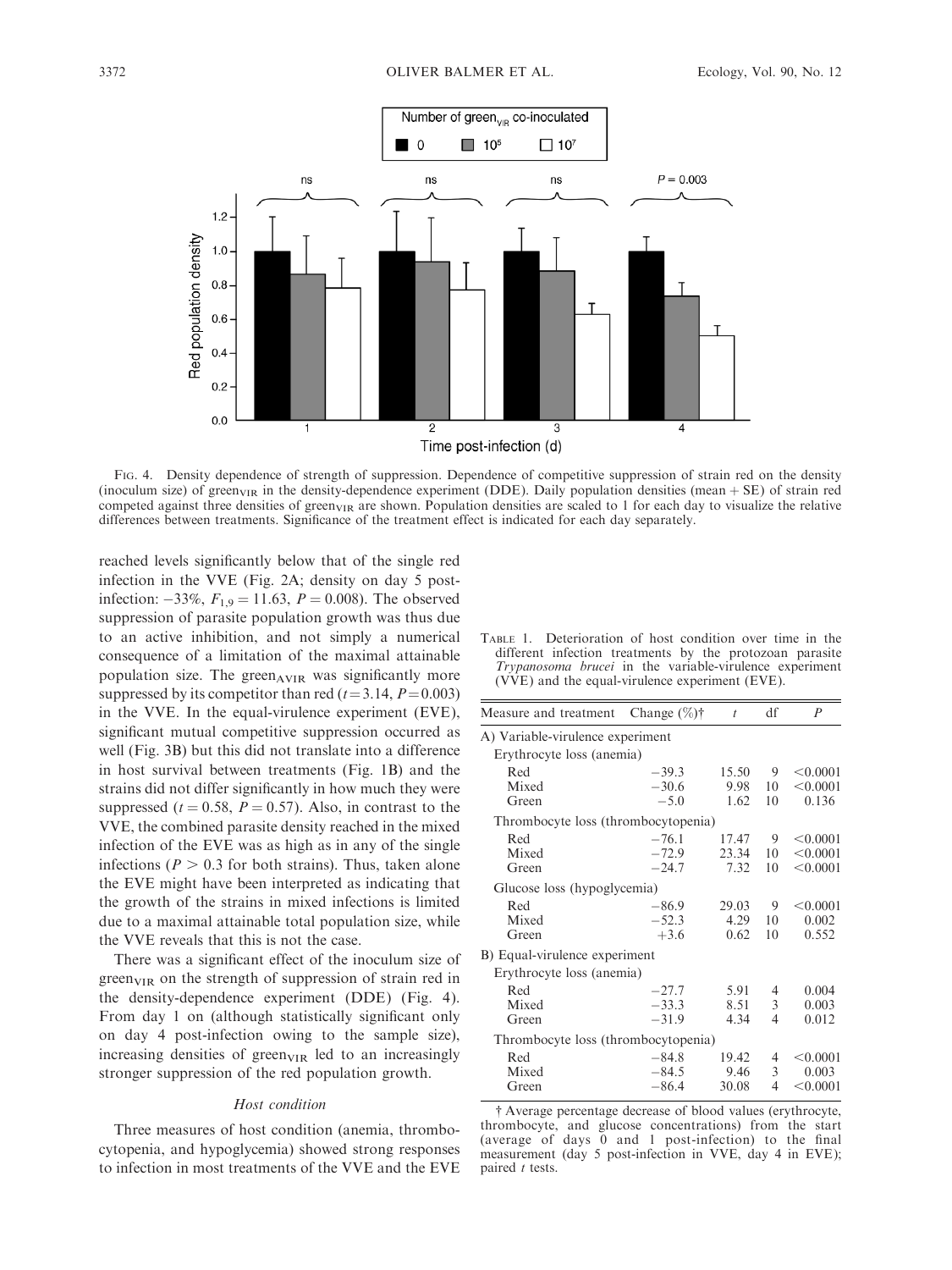FIG. 4. Density dependence of strength of suppression. Dependence of competitive suppression of strain red on the density (inoculum size) of green$_{VIR}$ in the density-dependence experiment (DDE). Daily population densities (mean + SE) of strain red competed against three densities of green$_{VIR}$ are shown. Population densities are scaled to 1 for each day to visualize the relative differences between treatments. Significance of the treatment effect is indicated for each day separately.

reached levels significantly below that of the single red infection in the VVE (Fig. 2A; density on day 5 post-infection: −33%, $F_{1,9} = 11.63$, $P = 0.008$). The observed suppression of parasite population growth was thus due to an active inhibition, and not simply a numerical consequence of a limitation of the maximal attainable population size. The green$_{AVIR}$ was significantly more suppressed by its competitor than red ($t = 3.14$, $P = 0.003$) in the VVE. In the equal-virulence experiment (EVE), significant mutual competitive suppression occurred as well (Fig. 3B) but this did not translate into a difference in host survival between treatments (Fig. 1B) and the strains did not differ significantly in how much they were suppressed ($t = 0.58$, $P = 0.57$). Also, in contrast to the VVE, the combined parasite density reached in the mixed infection of the EVE was as high as in any of the single infections ($P > 0.3$ for both strains). Thus, taken alone the EVE might have been interpreted as indicating that the growth of the strains in mixed infections is limited due to a maximal attainable total population size, while the VVE reveals that this is not the case.

There was a significant effect of the inoculum size of green$_{VIR}$ on the strength of suppression of strain red in the density-dependence experiment (DDE) (Fig. 4). From day 1 on (although statistically significant only on day 4 post-infection owing to the sample size), increasing densities of green$_{VIR}$ led to an increasingly stronger suppression of the red population growth.

### Host condition

Three measures of host condition (anemia, thrombocytopenia, and hypoglycemia) showed strong responses to infection in most treatments of the VVE and the EVE

TABLE 1. Deterioration of host condition over time in the different infection treatments by the protozoan parasite *Trypanosoma brucei* in the variable-virulence experiment (VVE) and the equal-virulence experiment (EVE).

| Measure and treatment | Change (%)† | $t$ | df | $P$ |
|---|---|---|---|---|
| A) Variable-virulence experiment | | | | |
| Erythrocyte loss (anemia) | | | | |
| Red | −39.3 | 15.50 | 9 | <0.0001 |
| Mixed | −30.6 | 9.98 | 10 | <0.0001 |
| Green | −5.0 | 1.62 | 10 | 0.136 |
| Thrombocyte loss (thrombocytopenia) | | | | |
| Red | −76.1 | 17.47 | 9 | <0.0001 |
| Mixed | −72.9 | 23.34 | 10 | <0.0001 |
| Green | −24.7 | 7.32 | 10 | <0.0001 |
| Glucose loss (hypoglycemia) | | | | |
| Red | −86.9 | 29.03 | 9 | <0.0001 |
| Mixed | −52.3 | 4.29 | 10 | 0.002 |
| Green | +3.6 | 0.62 | 10 | 0.552 |
| B) Equal-virulence experiment | | | | |
| Erythrocyte loss (anemia) | | | | |
| Red | −27.7 | 5.91 | 4 | 0.004 |
| Mixed | −33.3 | 8.51 | 3 | 0.003 |
| Green | −31.9 | 4.34 | 4 | 0.012 |
| Thrombocyte loss (thrombocytopenia) | | | | |
| Red | −84.8 | 19.42 | 4 | <0.0001 |
| Mixed | −84.5 | 9.46 | 3 | 0.003 |
| Green | −86.4 | 30.08 | 4 | <0.0001 |

† Average percentage decrease of blood values (erythrocyte, thrombocyte, and glucose concentrations) from the start (average of days 0 and 1 post-infection) to the final measurement (day 5 post-infection in VVE, day 4 in EVE); paired $t$ tests.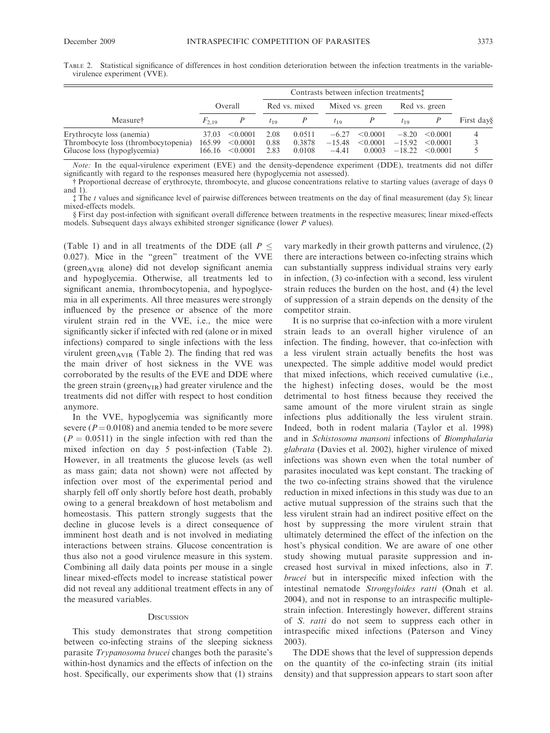TABLE 2. Statistical significance of differences in host condition deterioration between the infection treatments in the variable-virulence experiment (VVE).

| Measure† | Overall | | Contrasts between infection treatments‡ | | | | | | First day§ |
|---|---|---|---|---|---|---|---|---|---|
| | | | Red vs. mixed | | Mixed vs. green | | Red vs. green | | |
| | $F_{2,19}$ | $P$ | $t_{19}$ | $P$ | $t_{19}$ | $P$ | $t_{19}$ | $P$ | |
| Erythrocyte loss (anemia) | 37.03 | <0.0001 | 2.08 | 0.0511 | −6.27 | <0.0001 | −8.20 | <0.0001 | 4 |
| Thrombocyte loss (thrombocytopenia) | 165.99 | <0.0001 | 0.88 | 0.3878 | −15.48 | <0.0001 | −15.92 | <0.0001 | 3 |
| Glucose loss (hypoglycemia) | 166.16 | <0.0001 | 2.83 | 0.0108 | −4.41 | 0.0003 | −18.22 | <0.0001 | 5 |

*Note:* In the equal-virulence experiment (EVE) and the density-dependence experiment (DDE), treatments did not differ significantly with regard to the responses measured here (hypoglycemia not assessed).

† Proportional decrease of erythrocyte, thrombocyte, and glucose concentrations relative to starting values (average of days 0 and 1).

‡ The $t$ values and significance level of pairwise differences between treatments on the day of final measurement (day 5); linear mixed-effects models.

§ First day post-infection with significant overall difference between treatments in the respective measures; linear mixed-effects models. Subsequent days always exhibited stronger significance (lower $P$ values).

(Table 1) and in all treatments of the DDE (all $P \leq 0.027$). Mice in the "green" treatment of the VVE (green$_{AVIR}$ alone) did not develop significant anemia and hypoglycemia. Otherwise, all treatments led to significant anemia, thrombocytopenia, and hypoglycemia in all experiments. All three measures were strongly influenced by the presence or absence of the more virulent strain red in the VVE, i.e., the mice were significantly sicker if infected with red (alone or in mixed infections) compared to single infections with the less virulent green$_{AVIR}$ (Table 2). The finding that red was the main driver of host sickness in the VVE was corroborated by the results of the EVE and DDE where the green strain (green$_{VIR}$) had greater virulence and the treatments did not differ with respect to host condition anymore.

In the VVE, hypoglycemia was significantly more severe ($P = 0.0108$) and anemia tended to be more severe ($P = 0.0511$) in the single infection with red than the mixed infection on day 5 post-infection (Table 2). However, in all treatments the glucose levels (as well as mass gain; data not shown) were not affected by infection over most of the experimental period and sharply fell off only shortly before host death, probably owing to a general breakdown of host metabolism and homeostasis. This pattern strongly suggests that the decline in glucose levels is a direct consequence of imminent host death and is not involved in mediating interactions between strains. Glucose concentration is thus also not a good virulence measure in this system. Combining all daily data points per mouse in a single linear mixed-effects model to increase statistical power did not reveal any additional treatment effects in any of the measured variables.

## DISCUSSION

This study demonstrates that strong competition between co-infecting strains of the sleeping sickness parasite *Trypanosoma brucei* changes both the parasite's within-host dynamics and the effects of infection on the host. Specifically, our experiments show that (1) strains vary markedly in their growth patterns and virulence, (2) there are interactions between co-infecting strains which can substantially suppress individual strains very early in infection, (3) co-infection with a second, less virulent strain reduces the burden on the host, and (4) the level of suppression of a strain depends on the density of the competitor strain.

It is no surprise that co-infection with a more virulent strain leads to an overall higher virulence of an infection. The finding, however, that co-infection with a less virulent strain actually benefits the host was unexpected. The simple additive model would predict that mixed infections, which received cumulative (i.e., the highest) infecting doses, would be the most detrimental to host fitness because they received the same amount of the more virulent strain as single infections plus additionally the less virulent strain. Indeed, both in rodent malaria (Taylor et al. 1998) and in *Schistosoma mansoni* infections of *Biomphalaria glabrata* (Davies et al. 2002), higher virulence of mixed infections was shown even when the total number of parasites inoculated was kept constant. The tracking of the two co-infecting strains showed that the virulence reduction in mixed infections in this study was due to an active mutual suppression of the strains such that the less virulent strain had an indirect positive effect on the host by suppressing the more virulent strain that ultimately determined the effect of the infection on the host's physical condition. We are aware of one other study showing mutual parasite suppression and increased host survival in mixed infections, also in *T. brucei* but in interspecific mixed infection with the intestinal nematode *Strongyloides ratti* (Onah et al. 2004), and not in response to an intraspecific multiple-strain infection. Interestingly however, different strains of *S. ratti* do not seem to suppress each other in intraspecific mixed infections (Paterson and Viney 2003).

The DDE shows that the level of suppression depends on the quantity of the co-infecting strain (its initial density) and that suppression appears to start soon after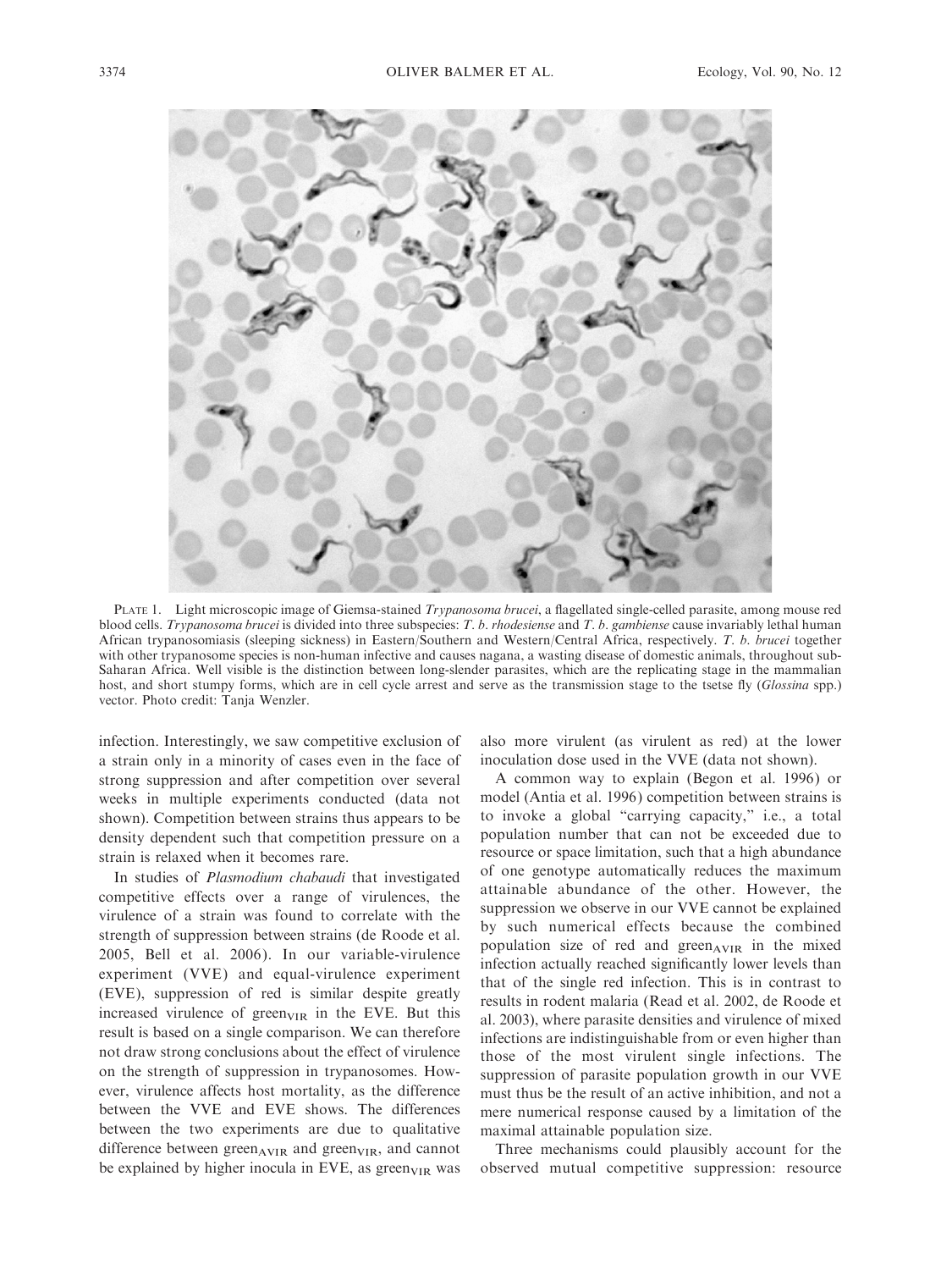PLATE 1. Light microscopic image of Giemsa-stained *Trypanosoma brucei*, a flagellated single-celled parasite, among mouse red blood cells. *Trypanosoma brucei* is divided into three subspecies: *T. b. rhodesiense* and *T. b. gambiense* cause invariably lethal human African trypanosomiasis (sleeping sickness) in Eastern/Southern and Western/Central Africa, respectively. *T. b. brucei* together with other trypanosome species is non-human infective and causes nagana, a wasting disease of domestic animals, throughout sub-Saharan Africa. Well visible is the distinction between long-slender parasites, which are the replicating stage in the mammalian host, and short stumpy forms, which are in cell cycle arrest and serve as the transmission stage to the tsetse fly (*Glossina* spp.) vector. Photo credit: Tanja Wenzler.

infection. Interestingly, we saw competitive exclusion of a strain only in a minority of cases even in the face of strong suppression and after competition over several weeks in multiple experiments conducted (data not shown). Competition between strains thus appears to be density dependent such that competition pressure on a strain is relaxed when it becomes rare.

In studies of *Plasmodium chabaudi* that investigated competitive effects over a range of virulences, the virulence of a strain was found to correlate with the strength of suppression between strains (de Roode et al. 2005, Bell et al. 2006). In our variable-virulence experiment (VVE) and equal-virulence experiment (EVE), suppression of red is similar despite greatly increased virulence of $\text{green}_{\text{VIR}}$ in the EVE. But this result is based on a single comparison. We can therefore not draw strong conclusions about the effect of virulence on the strength of suppression in trypanosomes. However, virulence affects host mortality, as the difference between the VVE and EVE shows. The differences between the two experiments are due to qualitative difference between $\text{green}_{\text{AVIR}}$ and $\text{green}_{\text{VIR}}$, and cannot be explained by higher inocula in EVE, as $\text{green}_{\text{VIR}}$ was also more virulent (as virulent as red) at the lower inoculation dose used in the VVE (data not shown).

A common way to explain (Begon et al. 1996) or model (Antia et al. 1996) competition between strains is to invoke a global "carrying capacity," i.e., a total population number that can not be exceeded due to resource or space limitation, such that a high abundance of one genotype automatically reduces the maximum attainable abundance of the other. However, the suppression we observe in our VVE cannot be explained by such numerical effects because the combined population size of red and $\text{green}_{\text{AVIR}}$ in the mixed infection actually reached significantly lower levels than that of the single red infection. This is in contrast to results in rodent malaria (Read et al. 2002, de Roode et al. 2003), where parasite densities and virulence of mixed infections are indistinguishable from or even higher than those of the most virulent single infections. The suppression of parasite population growth in our VVE must thus be the result of an active inhibition, and not a mere numerical response caused by a limitation of the maximal attainable population size.

Three mechanisms could plausibly account for the observed mutual competitive suppression: resource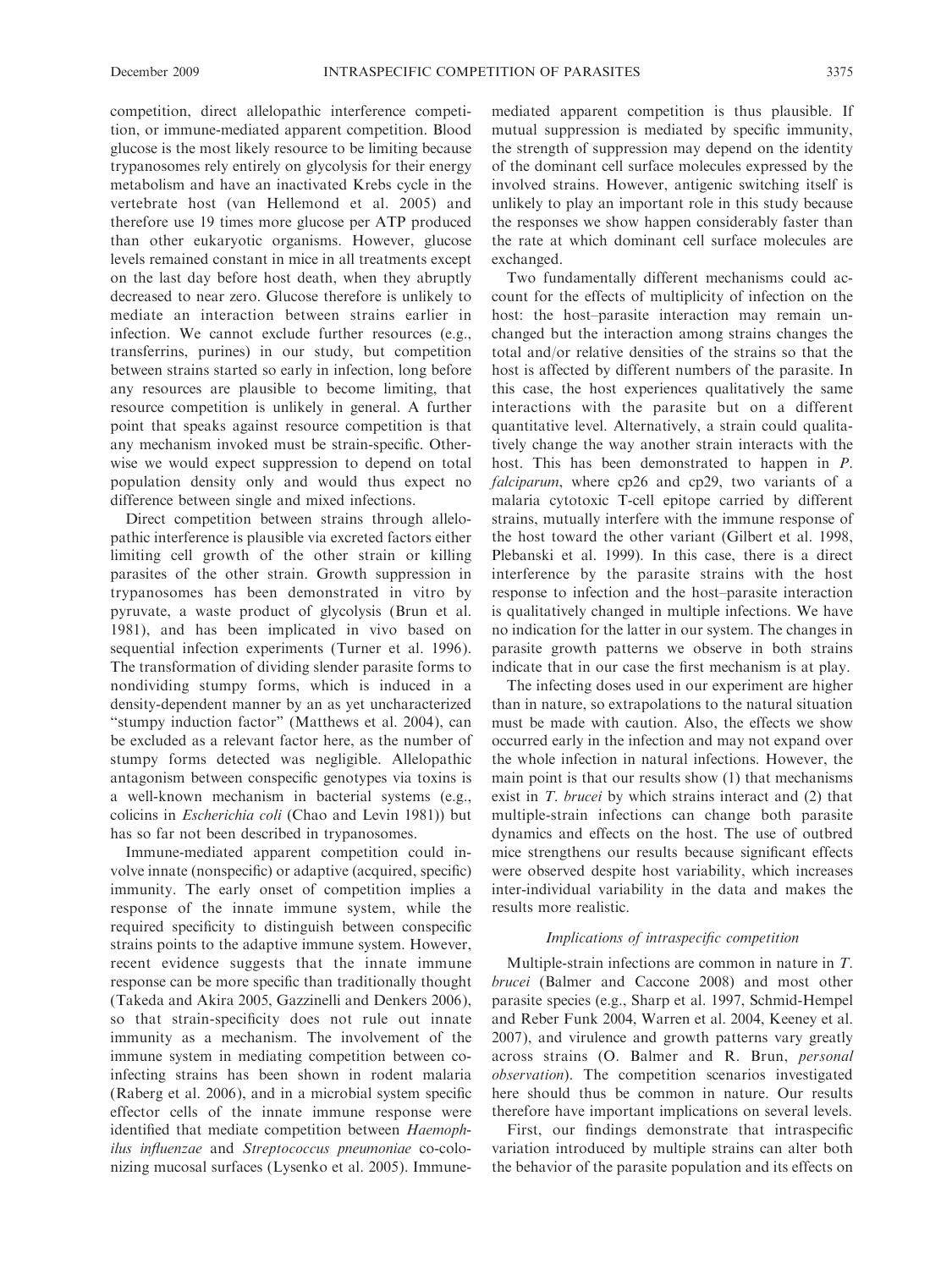competition, direct allelopathic interference competition, or immune-mediated apparent competition. Blood glucose is the most likely resource to be limiting because trypanosomes rely entirely on glycolysis for their energy metabolism and have an inactivated Krebs cycle in the vertebrate host (van Hellemond et al. 2005) and therefore use 19 times more glucose per ATP produced than other eukaryotic organisms. However, glucose levels remained constant in mice in all treatments except on the last day before host death, when they abruptly decreased to near zero. Glucose therefore is unlikely to mediate an interaction between strains earlier in infection. We cannot exclude further resources (e.g., transferrins, purines) in our study, but competition between strains started so early in infection, long before any resources are plausible to become limiting, that resource competition is unlikely in general. A further point that speaks against resource competition is that any mechanism invoked must be strain-specific. Otherwise we would expect suppression to depend on total population density only and would thus expect no difference between single and mixed infections.

Direct competition between strains through allelopathic interference is plausible via excreted factors either limiting cell growth of the other strain or killing parasites of the other strain. Growth suppression in trypanosomes has been demonstrated in vitro by pyruvate, a waste product of glycolysis (Brun et al. 1981), and has been implicated in vivo based on sequential infection experiments (Turner et al. 1996). The transformation of dividing slender parasite forms to nondividing stumpy forms, which is induced in a density-dependent manner by an as yet uncharacterized "stumpy induction factor" (Matthews et al. 2004), can be excluded as a relevant factor here, as the number of stumpy forms detected was negligible. Allelopathic antagonism between conspecific genotypes via toxins is a well-known mechanism in bacterial systems (e.g., colicins in *Escherichia coli* (Chao and Levin 1981)) but has so far not been described in trypanosomes.

Immune-mediated apparent competition could involve innate (nonspecific) or adaptive (acquired, specific) immunity. The early onset of competition implies a response of the innate immune system, while the required specificity to distinguish between conspecific strains points to the adaptive immune system. However, recent evidence suggests that the innate immune response can be more specific than traditionally thought (Takeda and Akira 2005, Gazzinelli and Denkers 2006), so that strain-specificity does not rule out innate immunity as a mechanism. The involvement of the immune system in mediating competition between co-infecting strains has been shown in rodent malaria (Raberg et al. 2006), and in a microbial system specific effector cells of the innate immune response were identified that mediate competition between *Haemophilus influenzae* and *Streptococcus pneumoniae* co-colonizing mucosal surfaces (Lysenko et al. 2005). Immune-mediated apparent competition is thus plausible. If mutual suppression is mediated by specific immunity, the strength of suppression may depend on the identity of the dominant cell surface molecules expressed by the involved strains. However, antigenic switching itself is unlikely to play an important role in this study because the responses we show happen considerably faster than the rate at which dominant cell surface molecules are exchanged.

Two fundamentally different mechanisms could account for the effects of multiplicity of infection on the host: the host–parasite interaction may remain unchanged but the interaction among strains changes the total and/or relative densities of the strains so that the host is affected by different numbers of the parasite. In this case, the host experiences qualitatively the same interactions with the parasite but on a different quantitative level. Alternatively, a strain could qualitatively change the way another strain interacts with the host. This has been demonstrated to happen in *P. falciparum*, where cp26 and cp29, two variants of a malaria cytotoxic T-cell epitope carried by different strains, mutually interfere with the immune response of the host toward the other variant (Gilbert et al. 1998, Plebanski et al. 1999). In this case, there is a direct interference by the parasite strains with the host response to infection and the host–parasite interaction is qualitatively changed in multiple infections. We have no indication for the latter in our system. The changes in parasite growth patterns we observe in both strains indicate that in our case the first mechanism is at play.

The infecting doses used in our experiment are higher than in nature, so extrapolations to the natural situation must be made with caution. Also, the effects we show occurred early in the infection and may not expand over the whole infection in natural infections. However, the main point is that our results show (1) that mechanisms exist in *T. brucei* by which strains interact and (2) that multiple-strain infections can change both parasite dynamics and effects on the host. The use of outbred mice strengthens our results because significant effects were observed despite host variability, which increases inter-individual variability in the data and makes the results more realistic.

### *Implications of intraspecific competition*

Multiple-strain infections are common in nature in *T. brucei* (Balmer and Caccone 2008) and most other parasite species (e.g., Sharp et al. 1997, Schmid-Hempel and Reber Funk 2004, Warren et al. 2004, Keeney et al. 2007), and virulence and growth patterns vary greatly across strains (O. Balmer and R. Brun, *personal observation*). The competition scenarios investigated here should thus be common in nature. Our results therefore have important implications on several levels.

First, our findings demonstrate that intraspecific variation introduced by multiple strains can alter both the behavior of the parasite population and its effects on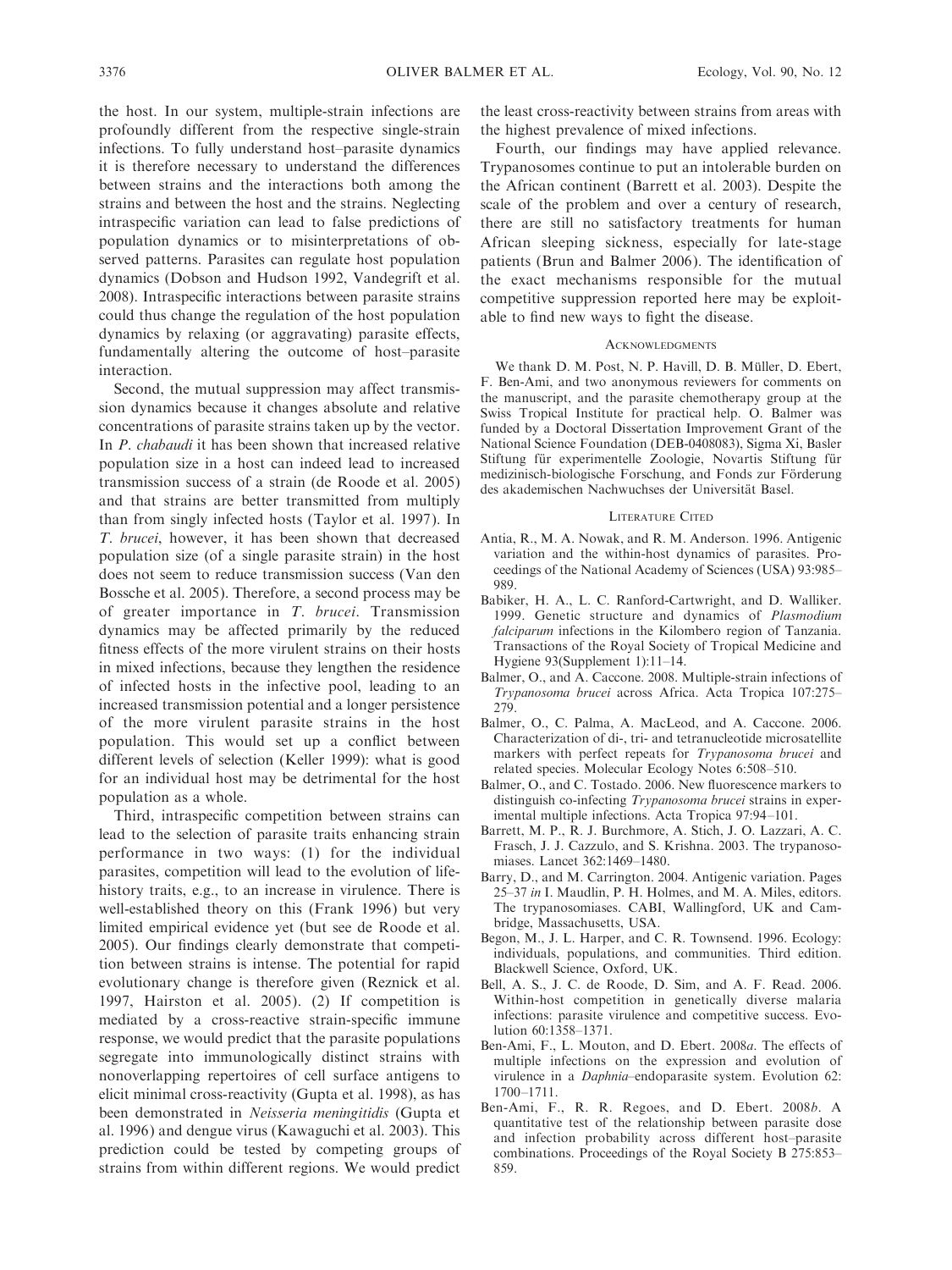the host. In our system, multiple-strain infections are profoundly different from the respective single-strain infections. To fully understand host–parasite dynamics it is therefore necessary to understand the differences between strains and the interactions both among the strains and between the host and the strains. Neglecting intraspecific variation can lead to false predictions of population dynamics or to misinterpretations of observed patterns. Parasites can regulate host population dynamics (Dobson and Hudson 1992, Vandegrift et al. 2008). Intraspecific interactions between parasite strains could thus change the regulation of the host population dynamics by relaxing (or aggravating) parasite effects, fundamentally altering the outcome of host–parasite interaction.

Second, the mutual suppression may affect transmission dynamics because it changes absolute and relative concentrations of parasite strains taken up by the vector. In *P. chabaudi* it has been shown that increased relative population size in a host can indeed lead to increased transmission success of a strain (de Roode et al. 2005) and that strains are better transmitted from multiply than from singly infected hosts (Taylor et al. 1997). In *T. brucei*, however, it has been shown that decreased population size (of a single parasite strain) in the host does not seem to reduce transmission success (Van den Bossche et al. 2005). Therefore, a second process may be of greater importance in *T. brucei*. Transmission dynamics may be affected primarily by the reduced fitness effects of the more virulent strains on their hosts in mixed infections, because they lengthen the residence of infected hosts in the infective pool, leading to an increased transmission potential and a longer persistence of the more virulent parasite strains in the host population. This would set up a conflict between different levels of selection (Keller 1999): what is good for an individual host may be detrimental for the host population as a whole.

Third, intraspecific competition between strains can lead to the selection of parasite traits enhancing strain performance in two ways: (1) for the individual parasites, competition will lead to the evolution of life-history traits, e.g., to an increase in virulence. There is well-established theory on this (Frank 1996) but very limited empirical evidence yet (but see de Roode et al. 2005). Our findings clearly demonstrate that competition between strains is intense. The potential for rapid evolutionary change is therefore given (Reznick et al. 1997, Hairston et al. 2005). (2) If competition is mediated by a cross-reactive strain-specific immune response, we would predict that the parasite populations segregate into immunologically distinct strains with nonoverlapping repertoires of cell surface antigens to elicit minimal cross-reactivity (Gupta et al. 1998), as has been demonstrated in *Neisseria meningitidis* (Gupta et al. 1996) and dengue virus (Kawaguchi et al. 2003). This prediction could be tested by competing groups of strains from within different regions. We would predict the least cross-reactivity between strains from areas with the highest prevalence of mixed infections.

Fourth, our findings may have applied relevance. Trypanosomes continue to put an intolerable burden on the African continent (Barrett et al. 2003). Despite the scale of the problem and over a century of research, there are still no satisfactory treatments for human African sleeping sickness, especially for late-stage patients (Brun and Balmer 2006). The identification of the exact mechanisms responsible for the mutual competitive suppression reported here may be exploitable to find new ways to fight the disease.

## Acknowledgments

We thank D. M. Post, N. P. Havill, D. B. Müller, D. Ebert, F. Ben-Ami, and two anonymous reviewers for comments on the manuscript, and the parasite chemotherapy group at the Swiss Tropical Institute for practical help. O. Balmer was funded by a Doctoral Dissertation Improvement Grant of the National Science Foundation (DEB-0408083), Sigma Xi, Basler Stiftung für experimentelle Zoologie, Novartis Stiftung für medizinisch-biologische Forschung, and Fonds zur Förderung des akademischen Nachwuchses der Universität Basel.

## Literature Cited

Antia, R., M. A. Nowak, and R. M. Anderson. 1996. Antigenic variation and the within-host dynamics of parasites. Proceedings of the National Academy of Sciences (USA) 93:985–989.

Babiker, H. A., L. C. Ranford-Cartwright, and D. Walliker. 1999. Genetic structure and dynamics of *Plasmodium falciparum* infections in the Kilombero region of Tanzania. Transactions of the Royal Society of Tropical Medicine and Hygiene 93(Supplement 1):11–14.

Balmer, O., and A. Caccone. 2008. Multiple-strain infections of *Trypanosoma brucei* across Africa. Acta Tropica 107:275–279.

Balmer, O., C. Palma, A. MacLeod, and A. Caccone. 2006. Characterization of di-, tri- and tetranucleotide microsatellite markers with perfect repeats for *Trypanosoma brucei* and related species. Molecular Ecology Notes 6:508–510.

Balmer, O., and C. Tostado. 2006. New fluorescence markers to distinguish co-infecting *Trypanosoma brucei* strains in experimental multiple infections. Acta Tropica 97:94–101.

Barrett, M. P., R. J. Burchmore, A. Stich, J. O. Lazzari, A. C. Frasch, J. J. Cazzulo, and S. Krishna. 2003. The trypanosomiases. Lancet 362:1469–1480.

Barry, D., and M. Carrington. 2004. Antigenic variation. Pages 25–37 *in* I. Maudlin, P. H. Holmes, and M. A. Miles, editors. The trypanosomiases. CABI, Wallingford, UK and Cambridge, Massachusetts, USA.

Begon, M., J. L. Harper, and C. R. Townsend. 1996. Ecology: individuals, populations, and communities. Third edition. Blackwell Science, Oxford, UK.

Bell, A. S., J. C. de Roode, D. Sim, and A. F. Read. 2006. Within-host competition in genetically diverse malaria infections: parasite virulence and competitive success. Evolution 60:1358–1371.

Ben-Ami, F., L. Mouton, and D. Ebert. 2008*a*. The effects of multiple infections on the expression and evolution of virulence in a *Daphnia*–endoparasite system. Evolution 62: 1700–1711.

Ben-Ami, F., R. R. Regoes, and D. Ebert. 2008*b*. A quantitative test of the relationship between parasite dose and infection probability across different host–parasite combinations. Proceedings of the Royal Society B 275:853–859.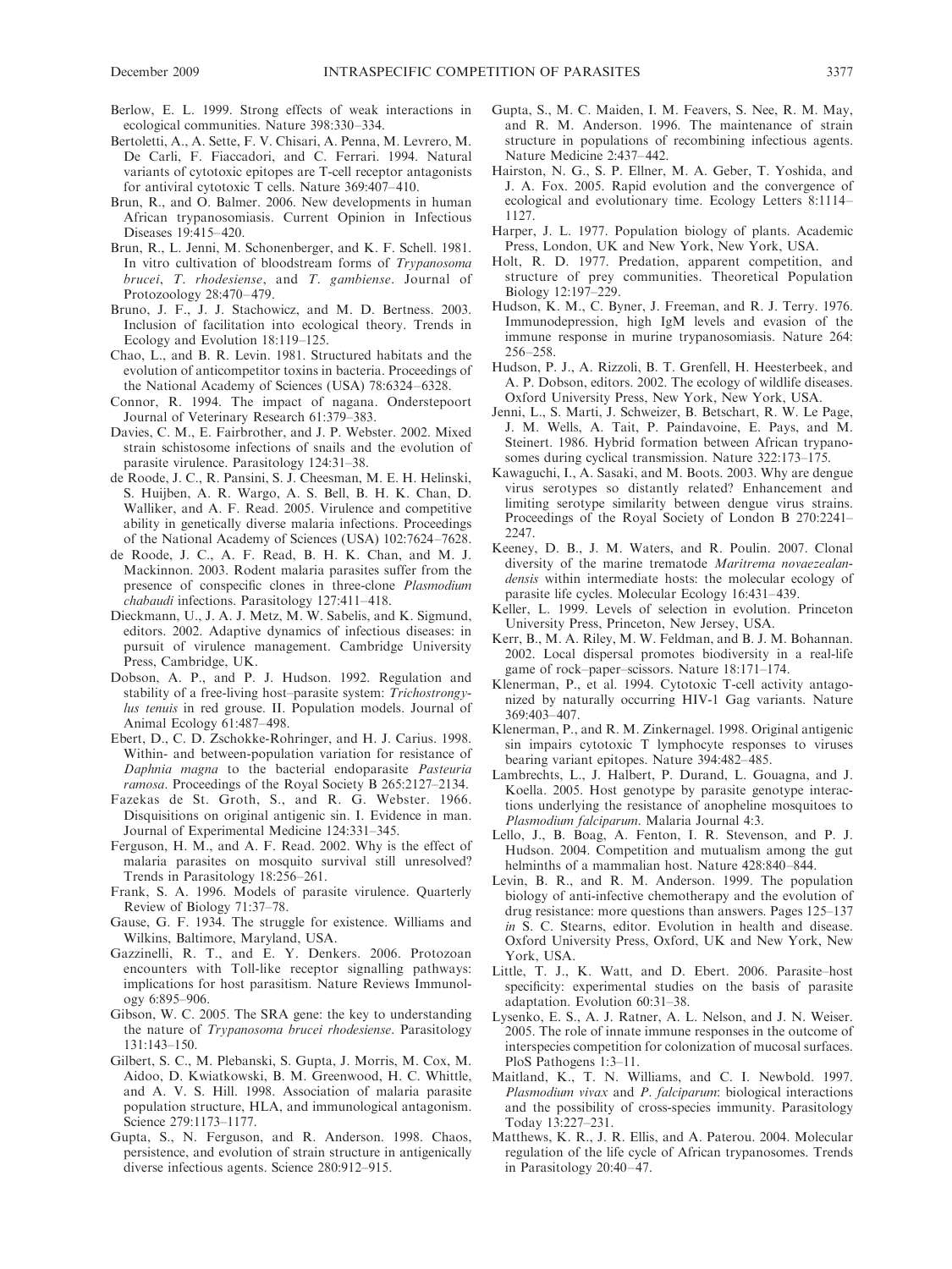Berlow, E. L. 1999. Strong effects of weak interactions in ecological communities. Nature 398:330–334.

Bertoletti, A., A. Sette, F. V. Chisari, A. Penna, M. Levrero, M. De Carli, F. Fiaccadori, and C. Ferrari. 1994. Natural variants of cytotoxic epitopes are T-cell receptor antagonists for antiviral cytotoxic T cells. Nature 369:407–410.

Brun, R., and O. Balmer. 2006. New developments in human African trypanosomiasis. Current Opinion in Infectious Diseases 19:415–420.

Brun, R., L. Jenni, M. Schonenberger, and K. F. Schell. 1981. In vitro cultivation of bloodstream forms of *Trypanosoma brucei*, *T. rhodesiense*, and *T. gambiense*. Journal of Protozoology 28:470–479.

Bruno, J. F., J. J. Stachowicz, and M. D. Bertness. 2003. Inclusion of facilitation into ecological theory. Trends in Ecology and Evolution 18:119–125.

Chao, L., and B. R. Levin. 1981. Structured habitats and the evolution of anticompetitor toxins in bacteria. Proceedings of the National Academy of Sciences (USA) 78:6324–6328.

Connor, R. 1994. The impact of nagana. Onderstepoort Journal of Veterinary Research 61:379–383.

Davies, C. M., E. Fairbrother, and J. P. Webster. 2002. Mixed strain schistosome infections of snails and the evolution of parasite virulence. Parasitology 124:31–38.

de Roode, J. C., R. Pansini, S. J. Cheesman, M. E. H. Helinski, S. Huijben, A. R. Wargo, A. S. Bell, B. H. K. Chan, D. Walliker, and A. F. Read. 2005. Virulence and competitive ability in genetically diverse malaria infections. Proceedings of the National Academy of Sciences (USA) 102:7624–7628.

de Roode, J. C., A. F. Read, B. H. K. Chan, and M. J. Mackinnon. 2003. Rodent malaria parasites suffer from the presence of conspecific clones in three-clone *Plasmodium chabaudi* infections. Parasitology 127:411–418.

Dieckmann, U., J. A. J. Metz, M. W. Sabelis, and K. Sigmund, editors. 2002. Adaptive dynamics of infectious diseases: in pursuit of virulence management. Cambridge University Press, Cambridge, UK.

Dobson, A. P., and P. J. Hudson. 1992. Regulation and stability of a free-living host–parasite system: *Trichostrongylus tenuis* in red grouse. II. Population models. Journal of Animal Ecology 61:487–498.

Ebert, D., C. D. Zschokke-Rohringer, and H. J. Carius. 1998. Within- and between-population variation for resistance of *Daphnia magna* to the bacterial endoparasite *Pasteuria ramosa*. Proceedings of the Royal Society B 265:2127–2134.

Fazekas de St. Groth, S., and R. G. Webster. 1966. Disquisitions on original antigenic sin. I. Evidence in man. Journal of Experimental Medicine 124:331–345.

Ferguson, H. M., and A. F. Read. 2002. Why is the effect of malaria parasites on mosquito survival still unresolved? Trends in Parasitology 18:256–261.

Frank, S. A. 1996. Models of parasite virulence. Quarterly Review of Biology 71:37–78.

Gause, G. F. 1934. The struggle for existence. Williams and Wilkins, Baltimore, Maryland, USA.

Gazzinelli, R. T., and E. Y. Denkers. 2006. Protozoan encounters with Toll-like receptor signalling pathways: implications for host parasitism. Nature Reviews Immunology 6:895–906.

Gibson, W. C. 2005. The SRA gene: the key to understanding the nature of *Trypanosoma brucei rhodesiense*. Parasitology 131:143–150.

Gilbert, S. C., M. Plebanski, S. Gupta, J. Morris, M. Cox, M. Aidoo, D. Kwiatkowski, B. M. Greenwood, H. C. Whittle, and A. V. S. Hill. 1998. Association of malaria parasite population structure, HLA, and immunological antagonism. Science 279:1173–1177.

Gupta, S., N. Ferguson, and R. Anderson. 1998. Chaos, persistence, and evolution of strain structure in antigenically diverse infectious agents. Science 280:912–915.

Gupta, S., M. C. Maiden, I. M. Feavers, S. Nee, R. M. May, and R. M. Anderson. 1996. The maintenance of strain structure in populations of recombining infectious agents. Nature Medicine 2:437–442.

Hairston, N. G., S. P. Ellner, M. A. Geber, T. Yoshida, and J. A. Fox. 2005. Rapid evolution and the convergence of ecological and evolutionary time. Ecology Letters 8:1114–1127.

Harper, J. L. 1977. Population biology of plants. Academic Press, London, UK and New York, New York, USA.

Holt, R. D. 1977. Predation, apparent competition, and structure of prey communities. Theoretical Population Biology 12:197–229.

Hudson, K. M., C. Byner, J. Freeman, and R. J. Terry. 1976. Immunodepression, high IgM levels and evasion of the immune response in murine trypanosomiasis. Nature 264: 256–258.

Hudson, P. J., A. Rizzoli, B. T. Grenfell, H. Heesterbeek, and A. P. Dobson, editors. 2002. The ecology of wildlife diseases. Oxford University Press, New York, New York, USA.

Jenni, L., S. Marti, J. Schweizer, B. Betschart, R. W. Le Page, J. M. Wells, A. Tait, P. Paindavoine, E. Pays, and M. Steinert. 1986. Hybrid formation between African trypanosomes during cyclical transmission. Nature 322:173–175.

Kawaguchi, I., A. Sasaki, and M. Boots. 2003. Why are dengue virus serotypes so distantly related? Enhancement and limiting serotype similarity between dengue virus strains. Proceedings of the Royal Society of London B 270:2241–2247.

Keeney, D. B., J. M. Waters, and R. Poulin. 2007. Clonal diversity of the marine trematode *Maritrema novaezealandensis* within intermediate hosts: the molecular ecology of parasite life cycles. Molecular Ecology 16:431–439.

Keller, L. 1999. Levels of selection in evolution. Princeton University Press, Princeton, New Jersey, USA.

Kerr, B., M. A. Riley, M. W. Feldman, and B. J. M. Bohannan. 2002. Local dispersal promotes biodiversity in a real-life game of rock–paper–scissors. Nature 18:171–174.

Klenerman, P., et al. 1994. Cytotoxic T-cell activity antagonized by naturally occurring HIV-1 Gag variants. Nature 369:403–407.

Klenerman, P., and R. M. Zinkernagel. 1998. Original antigenic sin impairs cytotoxic T lymphocyte responses to viruses bearing variant epitopes. Nature 394:482–485.

Lambrechts, L., J. Halbert, P. Durand, L. Gouagna, and J. Koella. 2005. Host genotype by parasite genotype interactions underlying the resistance of anopheline mosquitoes to *Plasmodium falciparum*. Malaria Journal 4:3.

Lello, J., B. Boag, A. Fenton, I. R. Stevenson, and P. J. Hudson. 2004. Competition and mutualism among the gut helminths of a mammalian host. Nature 428:840–844.

Levin, B. R., and R. M. Anderson. 1999. The population biology of anti-infective chemotherapy and the evolution of drug resistance: more questions than answers. Pages 125–137 *in* S. C. Stearns, editor. Evolution in health and disease. Oxford University Press, Oxford, UK and New York, New York, USA.

Little, T. J., K. Watt, and D. Ebert. 2006. Parasite–host specificity: experimental studies on the basis of parasite adaptation. Evolution 60:31–38.

Lysenko, E. S., A. J. Ratner, A. L. Nelson, and J. N. Weiser. 2005. The role of innate immune responses in the outcome of interspecies competition for colonization of mucosal surfaces. PloS Pathogens 1:3–11.

Maitland, K., T. N. Williams, and C. I. Newbold. 1997. *Plasmodium vivax* and *P. falciparum*: biological interactions and the possibility of cross-species immunity. Parasitology Today 13:227–231.

Matthews, K. R., J. R. Ellis, and A. Paterou. 2004. Molecular regulation of the life cycle of African trypanosomes. Trends in Parasitology 20:40–47.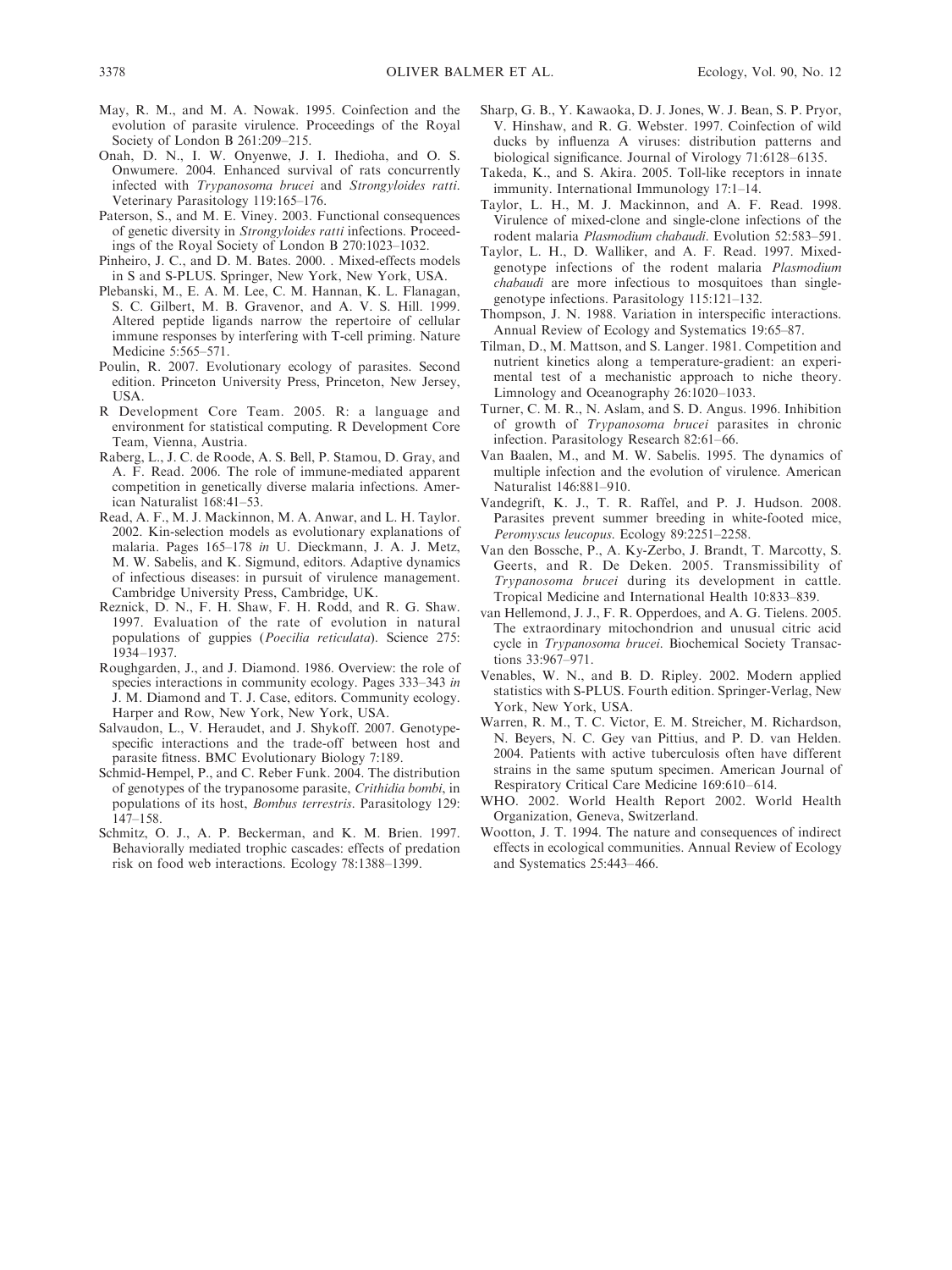May, R. M., and M. A. Nowak. 1995. Coinfection and the evolution of parasite virulence. Proceedings of the Royal Society of London B 261:209–215.

Onah, D. N., I. W. Onyenwe, J. I. Ihedioha, and O. S. Onwumere. 2004. Enhanced survival of rats concurrently infected with *Trypanosoma brucei* and *Strongyloides ratti*. Veterinary Parasitology 119:165–176.

Paterson, S., and M. E. Viney. 2003. Functional consequences of genetic diversity in *Strongyloides ratti* infections. Proceedings of the Royal Society of London B 270:1023–1032.

Pinheiro, J. C., and D. M. Bates. 2000. . Mixed-effects models in S and S-PLUS. Springer, New York, New York, USA.

Plebanski, M., E. A. M. Lee, C. M. Hannan, K. L. Flanagan, S. C. Gilbert, M. B. Gravenor, and A. V. S. Hill. 1999. Altered peptide ligands narrow the repertoire of cellular immune responses by interfering with T-cell priming. Nature Medicine 5:565–571.

Poulin, R. 2007. Evolutionary ecology of parasites. Second edition. Princeton University Press, Princeton, New Jersey, USA.

R Development Core Team. 2005. R: a language and environment for statistical computing. R Development Core Team, Vienna, Austria.

Raberg, L., J. C. de Roode, A. S. Bell, P. Stamou, D. Gray, and A. F. Read. 2006. The role of immune-mediated apparent competition in genetically diverse malaria infections. American Naturalist 168:41–53.

Read, A. F., M. J. Mackinnon, M. A. Anwar, and L. H. Taylor. 2002. Kin-selection models as evolutionary explanations of malaria. Pages 165–178 *in* U. Dieckmann, J. A. J. Metz, M. W. Sabelis, and K. Sigmund, editors. Adaptive dynamics of infectious diseases: in pursuit of virulence management. Cambridge University Press, Cambridge, UK.

Reznick, D. N., F. H. Shaw, F. H. Rodd, and R. G. Shaw. 1997. Evaluation of the rate of evolution in natural populations of guppies (*Poecilia reticulata*). Science 275: 1934–1937.

Roughgarden, J., and J. Diamond. 1986. Overview: the role of species interactions in community ecology. Pages 333–343 *in* J. M. Diamond and T. J. Case, editors. Community ecology. Harper and Row, New York, New York, USA.

Salvaudon, L., V. Heraudet, and J. Shykoff. 2007. Genotype-specific interactions and the trade-off between host and parasite fitness. BMC Evolutionary Biology 7:189.

Schmid-Hempel, P., and C. Reber Funk. 2004. The distribution of genotypes of the trypanosome parasite, *Crithidia bombi*, in populations of its host, *Bombus terrestris*. Parasitology 129: 147–158.

Schmitz, O. J., A. P. Beckerman, and K. M. Brien. 1997. Behaviorally mediated trophic cascades: effects of predation risk on food web interactions. Ecology 78:1388–1399.

Sharp, G. B., Y. Kawaoka, D. J. Jones, W. J. Bean, S. P. Pryor, V. Hinshaw, and R. G. Webster. 1997. Coinfection of wild ducks by influenza A viruses: distribution patterns and biological significance. Journal of Virology 71:6128–6135.

Takeda, K., and S. Akira. 2005. Toll-like receptors in innate immunity. International Immunology 17:1–14.

Taylor, L. H., M. J. Mackinnon, and A. F. Read. 1998. Virulence of mixed-clone and single-clone infections of the rodent malaria *Plasmodium chabaudi*. Evolution 52:583–591.

Taylor, L. H., D. Walliker, and A. F. Read. 1997. Mixed-genotype infections of the rodent malaria *Plasmodium chabaudi* are more infectious to mosquitoes than single-genotype infections. Parasitology 115:121–132.

Thompson, J. N. 1988. Variation in interspecific interactions. Annual Review of Ecology and Systematics 19:65–87.

Tilman, D., M. Mattson, and S. Langer. 1981. Competition and nutrient kinetics along a temperature-gradient: an experimental test of a mechanistic approach to niche theory. Limnology and Oceanography 26:1020–1033.

Turner, C. M. R., N. Aslam, and S. D. Angus. 1996. Inhibition of growth of *Trypanosoma brucei* parasites in chronic infection. Parasitology Research 82:61–66.

Van Baalen, M., and M. W. Sabelis. 1995. The dynamics of multiple infection and the evolution of virulence. American Naturalist 146:881–910.

Vandegrift, K. J., T. R. Raffel, and P. J. Hudson. 2008. Parasites prevent summer breeding in white-footed mice, *Peromyscus leucopus*. Ecology 89:2251–2258.

Van den Bossche, P., A. Ky-Zerbo, J. Brandt, T. Marcotty, S. Geerts, and R. De Deken. 2005. Transmissibility of *Trypanosoma brucei* during its development in cattle. Tropical Medicine and International Health 10:833–839.

van Hellemond, J. J., F. R. Opperdoes, and A. G. Tielens. 2005. The extraordinary mitochondrion and unusual citric acid cycle in *Trypanosoma brucei*. Biochemical Society Transactions 33:967–971.

Venables, W. N., and B. D. Ripley. 2002. Modern applied statistics with S-PLUS. Fourth edition. Springer-Verlag, New York, New York, USA.

Warren, R. M., T. C. Victor, E. M. Streicher, M. Richardson, N. Beyers, N. C. Gey van Pittius, and P. D. van Helden. 2004. Patients with active tuberculosis often have different strains in the same sputum specimen. American Journal of Respiratory Critical Care Medicine 169:610–614.

WHO. 2002. World Health Report 2002. World Health Organization, Geneva, Switzerland.

Wootton, J. T. 1994. The nature and consequences of indirect effects in ecological communities. Annual Review of Ecology and Systematics 25:443–466.